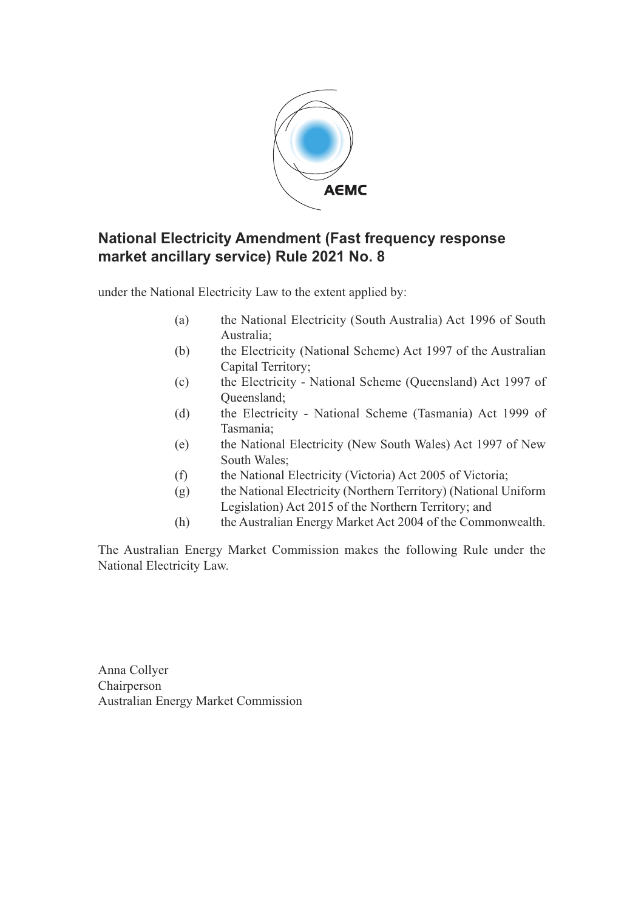# National Electricity Amendment (Fast frequency response market ancillary service) Rule 2021 No. 8

under the National Electricity Law to the extent applied by:

(a) the National Electricity (South Australia) Act 1996 of South Australia;
(b) the Electricity (National Scheme) Act 1997 of the Australian Capital Territory;
(c) the Electricity - National Scheme (Queensland) Act 1997 of Queensland;
(d) the Electricity - National Scheme (Tasmania) Act 1999 of Tasmania;
(e) the National Electricity (New South Wales) Act 1997 of New South Wales;
(f) the National Electricity (Victoria) Act 2005 of Victoria;
(g) the National Electricity (Northern Territory) (National Uniform Legislation) Act 2015 of the Northern Territory; and
(h) the Australian Energy Market Act 2004 of the Commonwealth.

The Australian Energy Market Commission makes the following Rule under the National Electricity Law.

Anna Collyer
Chairperson
Australian Energy Market Commission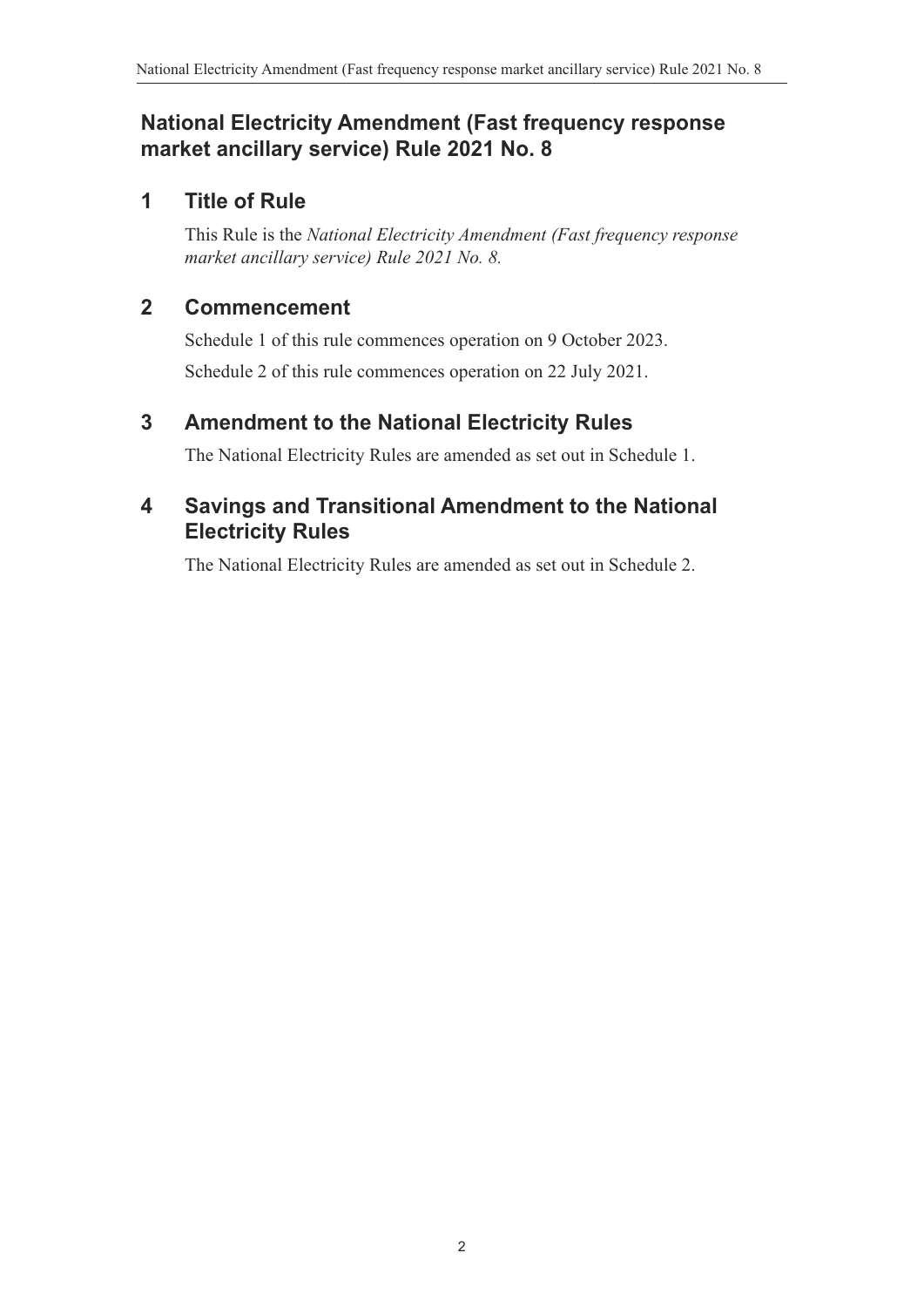# National Electricity Amendment (Fast frequency response market ancillary service) Rule 2021 No. 8

## 1 Title of Rule

This Rule is the *National Electricity Amendment (Fast frequency response market ancillary service) Rule 2021 No. 8.*

## 2 Commencement

Schedule 1 of this rule commences operation on 9 October 2023.

Schedule 2 of this rule commences operation on 22 July 2021.

## 3 Amendment to the National Electricity Rules

The National Electricity Rules are amended as set out in Schedule 1.

## 4 Savings and Transitional Amendment to the National Electricity Rules

The National Electricity Rules are amended as set out in Schedule 2.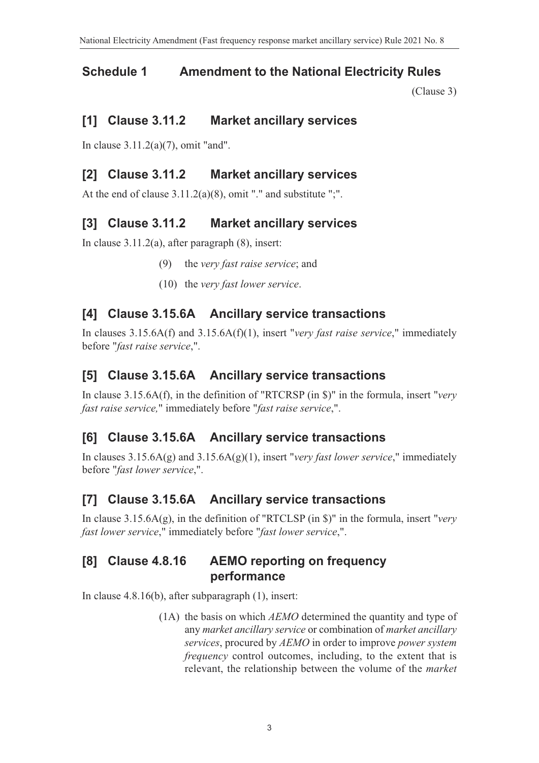## Schedule 1 Amendment to the National Electricity Rules

(Clause 3)

### [1] Clause 3.11.2 Market ancillary services

In clause 3.11.2(a)(7), omit "and".

### [2] Clause 3.11.2 Market ancillary services

At the end of clause 3.11.2(a)(8), omit "." and substitute ";".

### [3] Clause 3.11.2 Market ancillary services

In clause 3.11.2(a), after paragraph (8), insert:

(9) the *very fast raise service*; and

(10) the *very fast lower service*.

### [4] Clause 3.15.6A Ancillary service transactions

In clauses 3.15.6A(f) and 3.15.6A(f)(1), insert "*very fast raise service*," immediately before "*fast raise service*,".

### [5] Clause 3.15.6A Ancillary service transactions

In clause 3.15.6A(f), in the definition of "RTCRSP (in $)" in the formula, insert "*very fast raise service,*" immediately before "*fast raise service*,".

### [6] Clause 3.15.6A Ancillary service transactions

In clauses 3.15.6A(g) and 3.15.6A(g)(1), insert "*very fast lower service*," immediately before "*fast lower service*,".

### [7] Clause 3.15.6A Ancillary service transactions

In clause 3.15.6A(g), in the definition of "RTCLSP (in $)" in the formula, insert "*very fast lower service*," immediately before "*fast lower service*,".

### [8] Clause 4.8.16 AEMO reporting on frequency performance

In clause 4.8.16(b), after subparagraph (1), insert:

(1A) the basis on which *AEMO* determined the quantity and type of any *market ancillary service* or combination of *market ancillary services*, procured by *AEMO* in order to improve *power system frequency* control outcomes, including, to the extent that is relevant, the relationship between the volume of the *market*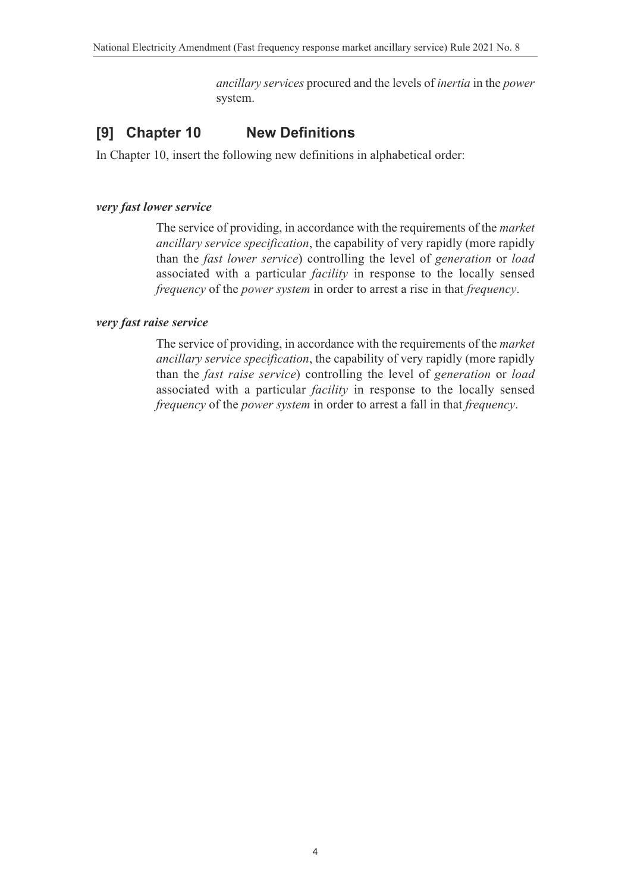*ancillary services* procured and the levels of *inertia* in the *power* system.

## [9] Chapter 10 New Definitions

In Chapter 10, insert the following new definitions in alphabetical order:

***very fast lower service***

The service of providing, in accordance with the requirements of the *market ancillary service specification*, the capability of very rapidly (more rapidly than the *fast lower service*) controlling the level of *generation* or *load* associated with a particular *facility* in response to the locally sensed *frequency* of the *power system* in order to arrest a rise in that *frequency*.

***very fast raise service***

The service of providing, in accordance with the requirements of the *market ancillary service specification*, the capability of very rapidly (more rapidly than the *fast raise service*) controlling the level of *generation* or *load* associated with a particular *facility* in response to the locally sensed *frequency* of the *power system* in order to arrest a fall in that *frequency*.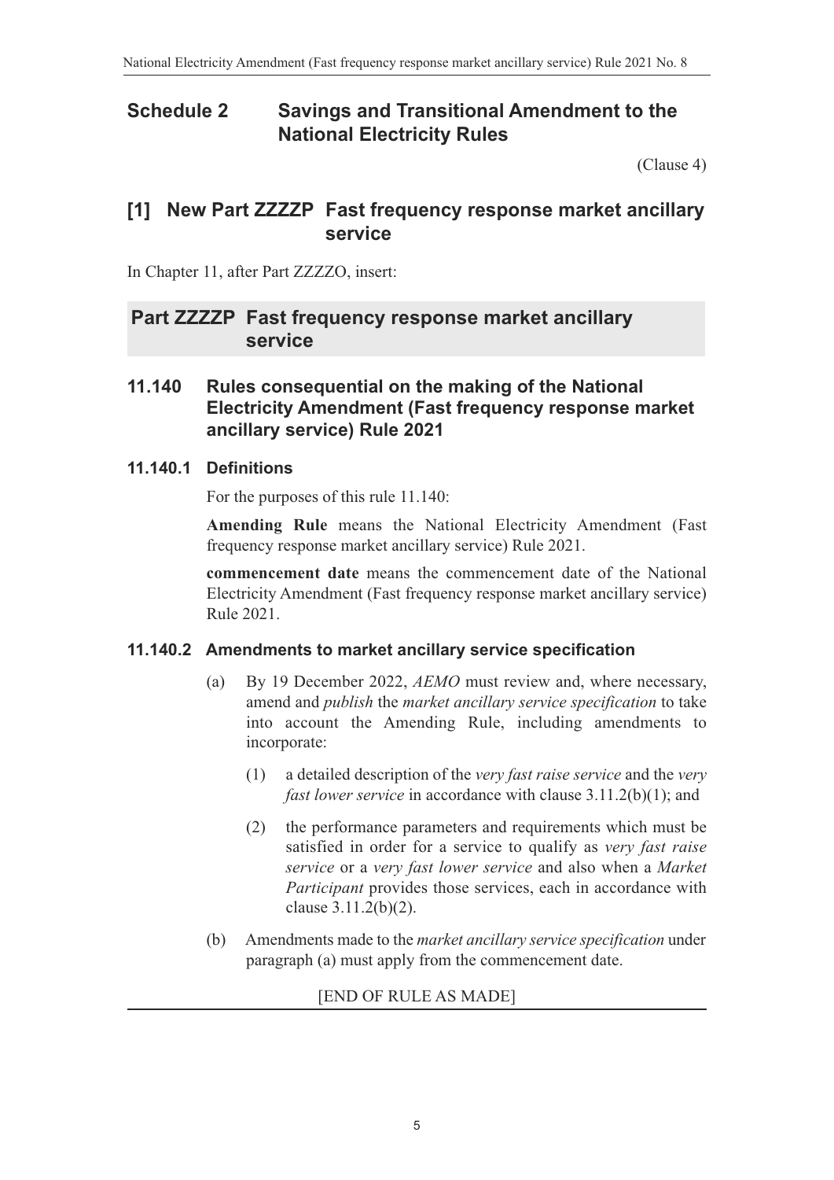# Schedule 2 Savings and Transitional Amendment to the National Electricity Rules

(Clause 4)

## [1] New Part ZZZZP Fast frequency response market ancillary service

In Chapter 11, after Part ZZZZO, insert:

## Part ZZZZP Fast frequency response market ancillary service

### 11.140 Rules consequential on the making of the National Electricity Amendment (Fast frequency response market ancillary service) Rule 2021

#### 11.140.1 Definitions

For the purposes of this rule 11.140:

**Amending Rule** means the National Electricity Amendment (Fast frequency response market ancillary service) Rule 2021.

**commencement date** means the commencement date of the National Electricity Amendment (Fast frequency response market ancillary service) Rule 2021.

#### 11.140.2 Amendments to market ancillary service specification

(a) By 19 December 2022, *AEMO* must review and, where necessary, amend and *publish* the *market ancillary service specification* to take into account the Amending Rule, including amendments to incorporate:

(1) a detailed description of the *very fast raise service* and the *very fast lower service* in accordance with clause 3.11.2(b)(1); and

(2) the performance parameters and requirements which must be satisfied in order for a service to qualify as *very fast raise service* or a *very fast lower service* and also when a *Market Participant* provides those services, each in accordance with clause 3.11.2(b)(2).

(b) Amendments made to the *market ancillary service specification* under paragraph (a) must apply from the commencement date.

[END OF RULE AS MADE]